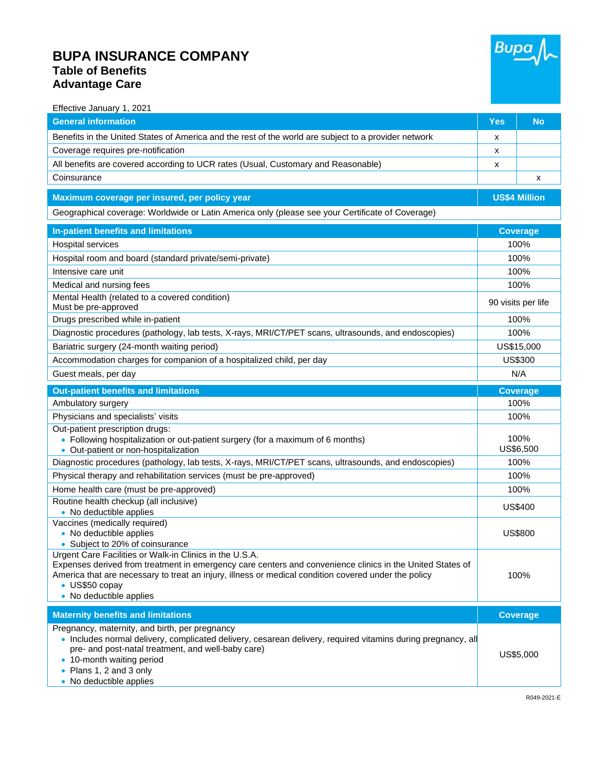# BUPA INSURANCE COMPANY

## Table of Benefits

## Advantage Care

Effective January 1, 2021

| General information | Yes | No |
|---|---|---|
| Benefits in the United States of America and the rest of the world are subject to a provider network | x | |
| Coverage requires pre-notification | x | |
| All benefits are covered according to UCR rates (Usual, Customary and Reasonable) | x | |
| Coinsurance | | x |

| Maximum coverage per insured, per policy year | US$4 Million |
|---|---|
| Geographical coverage: Worldwide or Latin America only (please see your Certificate of Coverage) | |

| In-patient benefits and limitations | Coverage |
|---|---|
| Hospital services | 100% |
| Hospital room and board (standard private/semi-private) | 100% |
| Intensive care unit | 100% |
| Medical and nursing fees | 100% |
| Mental Health (related to a covered condition)<br>Must be pre-approved | 90 visits per life |
| Drugs prescribed while in-patient | 100% |
| Diagnostic procedures (pathology, lab tests, X-rays, MRI/CT/PET scans, ultrasounds, and endoscopies) | 100% |
| Bariatric surgery (24-month waiting period) | US$15,000 |
| Accommodation charges for companion of a hospitalized child, per day | US$300 |
| Guest meals, per day | N/A |

| Out-patient benefits and limitations | Coverage |
|---|---|
| Ambulatory surgery | 100% |
| Physicians and specialists' visits | 100% |
| Out-patient prescription drugs:<br>• Following hospitalization or out-patient surgery (for a maximum of 6 months)<br>• Out-patient or non-hospitalization | 100%<br>US$6,500 |
| Diagnostic procedures (pathology, lab tests, X-rays, MRI/CT/PET scans, ultrasounds, and endoscopies) | 100% |
| Physical therapy and rehabilitation services (must be pre-approved) | 100% |
| Home health care (must be pre-approved) | 100% |
| Routine health checkup (all inclusive)<br>• No deductible applies | US$400 |
| Vaccines (medically required)<br>• No deductible applies<br>• Subject to 20% of coinsurance | US$800 |
| Urgent Care Facilities or Walk-in Clinics in the U.S.A.<br>Expenses derived from treatment in emergency care centers and convenience clinics in the United States of America that are necessary to treat an injury, illness or medical condition covered under the policy<br>• US$50 copay<br>• No deductible applies | 100% |

| Maternity benefits and limitations | Coverage |
|---|---|
| Pregnancy, maternity, and birth, per pregnancy<br>• Includes normal delivery, complicated delivery, cesarean delivery, required vitamins during pregnancy, all pre- and post-natal treatment, and well-baby care)<br>• 10-month waiting period<br>• Plans 1, 2 and 3 only<br>• No deductible applies | US$5,000 |

R049-2021-E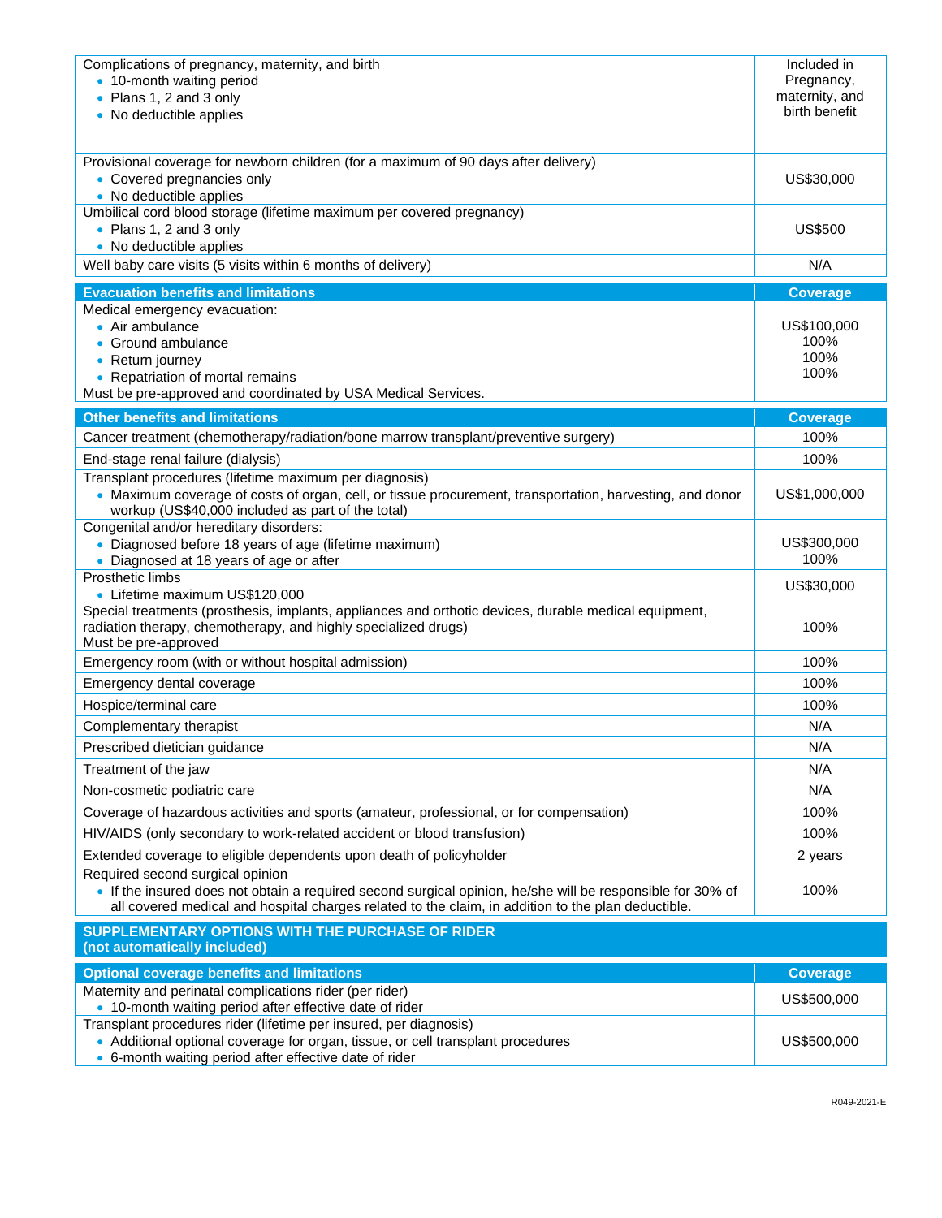| | |
|---|---|
| Complications of pregnancy, maternity, and birth<br>• 10-month waiting period<br>• Plans 1, 2 and 3 only<br>• No deductible applies | Included in Pregnancy, maternity, and birth benefit |
| Provisional coverage for newborn children (for a maximum of 90 days after delivery)<br>• Covered pregnancies only<br>• No deductible applies | US$30,000 |
| Umbilical cord blood storage (lifetime maximum per covered pregnancy)<br>• Plans 1, 2 and 3 only<br>• No deductible applies | US$500 |
| Well baby care visits (5 visits within 6 months of delivery) | N/A |

| Evacuation benefits and limitations | Coverage |
|---|---|
| Medical emergency evacuation:<br>• Air ambulance<br>• Ground ambulance<br>• Return journey<br>• Repatriation of mortal remains<br>Must be pre-approved and coordinated by USA Medical Services. | US$100,000<br>100%<br>100%<br>100% |

| Other benefits and limitations | Coverage |
|---|---|
| Cancer treatment (chemotherapy/radiation/bone marrow transplant/preventive surgery) | 100% |
| End-stage renal failure (dialysis) | 100% |
| Transplant procedures (lifetime maximum per diagnosis)<br>• Maximum coverage of costs of organ, cell, or tissue procurement, transportation, harvesting, and donor workup (US$40,000 included as part of the total) | US$1,000,000 |
| Congenital and/or hereditary disorders:<br>• Diagnosed before 18 years of age (lifetime maximum)<br>• Diagnosed at 18 years of age or after | US$300,000<br>100% |
| Prosthetic limbs<br>• Lifetime maximum US$120,000 | US$30,000 |
| Special treatments (prosthesis, implants, appliances and orthotic devices, durable medical equipment, radiation therapy, chemotherapy, and highly specialized drugs)<br>Must be pre-approved | 100% |
| Emergency room (with or without hospital admission) | 100% |
| Emergency dental coverage | 100% |
| Hospice/terminal care | 100% |
| Complementary therapist | N/A |
| Prescribed dietician guidance | N/A |
| Treatment of the jaw | N/A |
| Non-cosmetic podiatric care | N/A |
| Coverage of hazardous activities and sports (amateur, professional, or for compensation) | 100% |
| HIV/AIDS (only secondary to work-related accident or blood transfusion) | 100% |
| Extended coverage to eligible dependents upon death of policyholder | 2 years |
| Required second surgical opinion<br>• If the insured does not obtain a required second surgical opinion, he/she will be responsible for 30% of all covered medical and hospital charges related to the claim, in addition to the plan deductible. | 100% |

**SUPPLEMENTARY OPTIONS WITH THE PURCHASE OF RIDER (not automatically included)**

| Optional coverage benefits and limitations | Coverage |
|---|---|
| Maternity and perinatal complications rider (per rider)<br>• 10-month waiting period after effective date of rider | US$500,000 |
| Transplant procedures rider (lifetime per insured, per diagnosis)<br>• Additional optional coverage for organ, tissue, or cell transplant procedures<br>• 6-month waiting period after effective date of rider | US$500,000 |

R049-2021-E